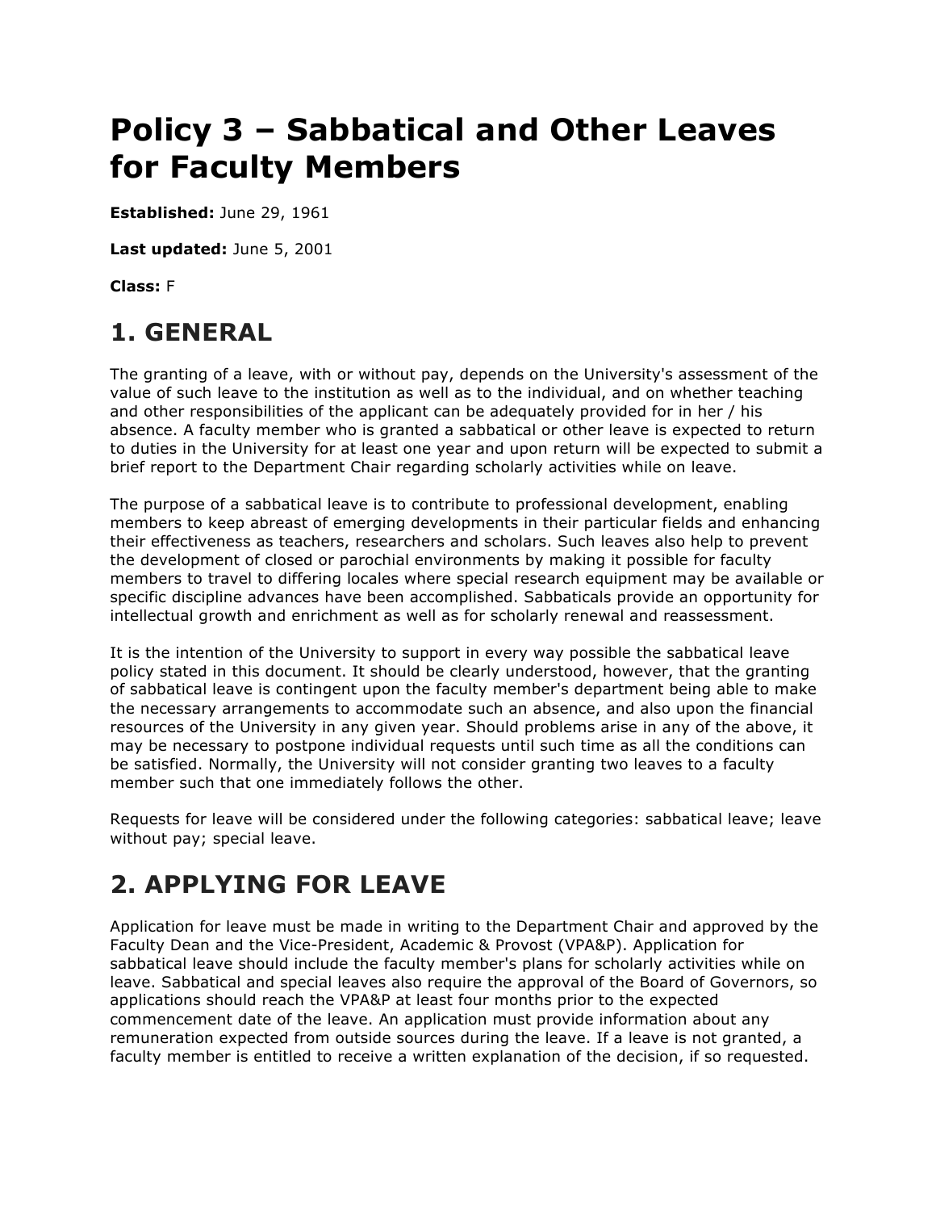# Policy 3 – Sabbatical and Other Leaves for Faculty Members

**Established:** June 29, 1961

**Last updated:** June 5, 2001

**Class:** F

## 1. GENERAL

The granting of a leave, with or without pay, depends on the University's assessment of the value of such leave to the institution as well as to the individual, and on whether teaching and other responsibilities of the applicant can be adequately provided for in her / his absence. A faculty member who is granted a sabbatical or other leave is expected to return to duties in the University for at least one year and upon return will be expected to submit a brief report to the Department Chair regarding scholarly activities while on leave.

The purpose of a sabbatical leave is to contribute to professional development, enabling members to keep abreast of emerging developments in their particular fields and enhancing their effectiveness as teachers, researchers and scholars. Such leaves also help to prevent the development of closed or parochial environments by making it possible for faculty members to travel to differing locales where special research equipment may be available or specific discipline advances have been accomplished. Sabbaticals provide an opportunity for intellectual growth and enrichment as well as for scholarly renewal and reassessment.

It is the intention of the University to support in every way possible the sabbatical leave policy stated in this document. It should be clearly understood, however, that the granting of sabbatical leave is contingent upon the faculty member's department being able to make the necessary arrangements to accommodate such an absence, and also upon the financial resources of the University in any given year. Should problems arise in any of the above, it may be necessary to postpone individual requests until such time as all the conditions can be satisfied. Normally, the University will not consider granting two leaves to a faculty member such that one immediately follows the other.

Requests for leave will be considered under the following categories: sabbatical leave; leave without pay; special leave.

## 2. APPLYING FOR LEAVE

Application for leave must be made in writing to the Department Chair and approved by the Faculty Dean and the Vice-President, Academic & Provost (VPA&P). Application for sabbatical leave should include the faculty member's plans for scholarly activities while on leave. Sabbatical and special leaves also require the approval of the Board of Governors, so applications should reach the VPA&P at least four months prior to the expected commencement date of the leave. An application must provide information about any remuneration expected from outside sources during the leave. If a leave is not granted, a faculty member is entitled to receive a written explanation of the decision, if so requested.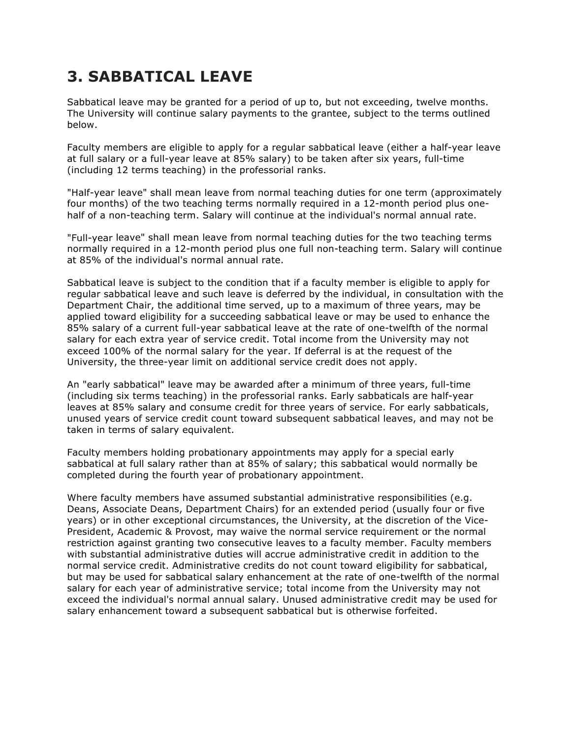# 3. SABBATICAL LEAVE

Sabbatical leave may be granted for a period of up to, but not exceeding, twelve months. The University will continue salary payments to the grantee, subject to the terms outlined below.

Faculty members are eligible to apply for a regular sabbatical leave (either a half-year leave at full salary or a full-year leave at 85% salary) to be taken after six years, full-time (including 12 terms teaching) in the professorial ranks.

"Half-year leave" shall mean leave from normal teaching duties for one term (approximately four months) of the two teaching terms normally required in a 12-month period plus one-half of a non-teaching term. Salary will continue at the individual's normal annual rate.

"Full-year leave" shall mean leave from normal teaching duties for the two teaching terms normally required in a 12-month period plus one full non-teaching term. Salary will continue at 85% of the individual's normal annual rate.

Sabbatical leave is subject to the condition that if a faculty member is eligible to apply for regular sabbatical leave and such leave is deferred by the individual, in consultation with the Department Chair, the additional time served, up to a maximum of three years, may be applied toward eligibility for a succeeding sabbatical leave or may be used to enhance the 85% salary of a current full-year sabbatical leave at the rate of one-twelfth of the normal salary for each extra year of service credit. Total income from the University may not exceed 100% of the normal salary for the year. If deferral is at the request of the University, the three-year limit on additional service credit does not apply.

An "early sabbatical" leave may be awarded after a minimum of three years, full-time (including six terms teaching) in the professorial ranks. Early sabbaticals are half-year leaves at 85% salary and consume credit for three years of service. For early sabbaticals, unused years of service credit count toward subsequent sabbatical leaves, and may not be taken in terms of salary equivalent.

Faculty members holding probationary appointments may apply for a special early sabbatical at full salary rather than at 85% of salary; this sabbatical would normally be completed during the fourth year of probationary appointment.

Where faculty members have assumed substantial administrative responsibilities (e.g. Deans, Associate Deans, Department Chairs) for an extended period (usually four or five years) or in other exceptional circumstances, the University, at the discretion of the Vice-President, Academic & Provost, may waive the normal service requirement or the normal restriction against granting two consecutive leaves to a faculty member. Faculty members with substantial administrative duties will accrue administrative credit in addition to the normal service credit. Administrative credits do not count toward eligibility for sabbatical, but may be used for sabbatical salary enhancement at the rate of one-twelfth of the normal salary for each year of administrative service; total income from the University may not exceed the individual's normal annual salary. Unused administrative credit may be used for salary enhancement toward a subsequent sabbatical but is otherwise forfeited.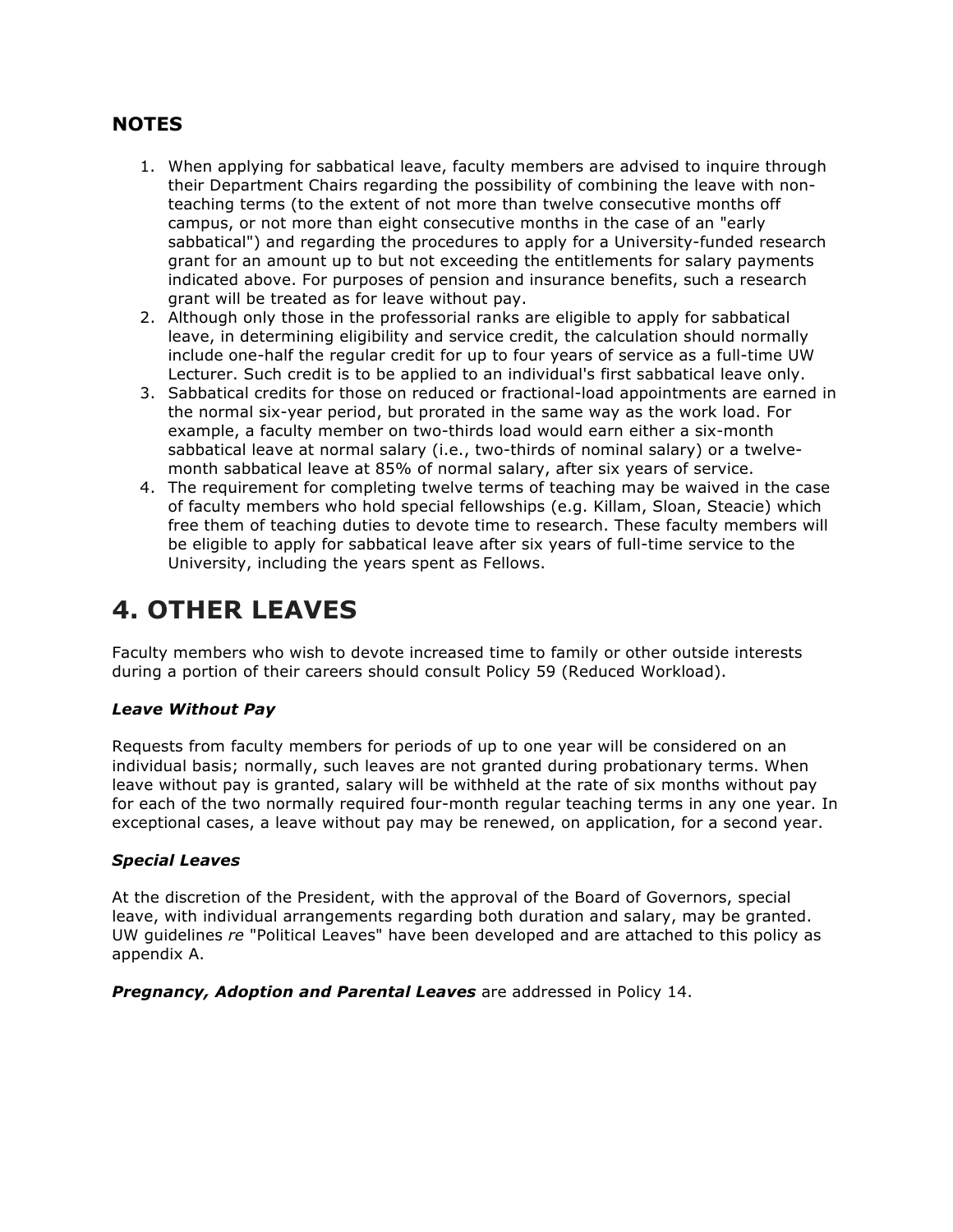### NOTES

1. When applying for sabbatical leave, faculty members are advised to inquire through their Department Chairs regarding the possibility of combining the leave with non-teaching terms (to the extent of not more than twelve consecutive months off campus, or not more than eight consecutive months in the case of an "early sabbatical") and regarding the procedures to apply for a University-funded research grant for an amount up to but not exceeding the entitlements for salary payments indicated above. For purposes of pension and insurance benefits, such a research grant will be treated as for leave without pay.
2. Although only those in the professorial ranks are eligible to apply for sabbatical leave, in determining eligibility and service credit, the calculation should normally include one-half the regular credit for up to four years of service as a full-time UW Lecturer. Such credit is to be applied to an individual's first sabbatical leave only.
3. Sabbatical credits for those on reduced or fractional-load appointments are earned in the normal six-year period, but prorated in the same way as the work load. For example, a faculty member on two-thirds load would earn either a six-month sabbatical leave at normal salary (i.e., two-thirds of nominal salary) or a twelve-month sabbatical leave at 85% of normal salary, after six years of service.
4. The requirement for completing twelve terms of teaching may be waived in the case of faculty members who hold special fellowships (e.g. Killam, Sloan, Steacie) which free them of teaching duties to devote time to research. These faculty members will be eligible to apply for sabbatical leave after six years of full-time service to the University, including the years spent as Fellows.

# 4. OTHER LEAVES

Faculty members who wish to devote increased time to family or other outside interests during a portion of their careers should consult Policy 59 (Reduced Workload).

#### *Leave Without Pay*

Requests from faculty members for periods of up to one year will be considered on an individual basis; normally, such leaves are not granted during probationary terms. When leave without pay is granted, salary will be withheld at the rate of six months without pay for each of the two normally required four-month regular teaching terms in any one year. In exceptional cases, a leave without pay may be renewed, on application, for a second year.

#### *Special Leaves*

At the discretion of the President, with the approval of the Board of Governors, special leave, with individual arrangements regarding both duration and salary, may be granted. UW guidelines *re* "Political Leaves" have been developed and are attached to this policy as appendix A.

***Pregnancy, Adoption and Parental Leaves*** are addressed in Policy 14.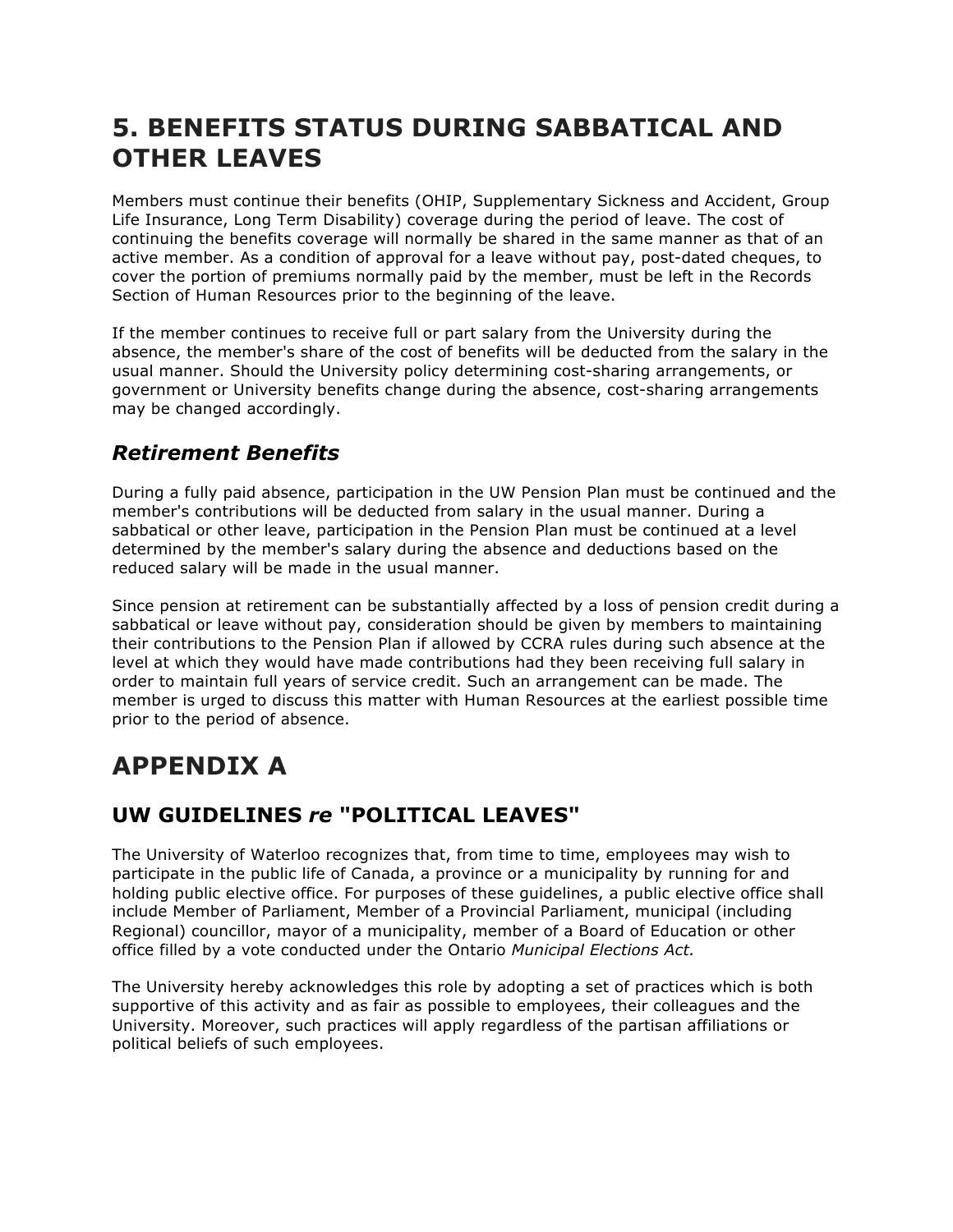# 5. BENEFITS STATUS DURING SABBATICAL AND OTHER LEAVES

Members must continue their benefits (OHIP, Supplementary Sickness and Accident, Group Life Insurance, Long Term Disability) coverage during the period of leave. The cost of continuing the benefits coverage will normally be shared in the same manner as that of an active member. As a condition of approval for a leave without pay, post-dated cheques, to cover the portion of premiums normally paid by the member, must be left in the Records Section of Human Resources prior to the beginning of the leave.

If the member continues to receive full or part salary from the University during the absence, the member's share of the cost of benefits will be deducted from the salary in the usual manner. Should the University policy determining cost-sharing arrangements, or government or University benefits change during the absence, cost-sharing arrangements may be changed accordingly.

## *Retirement Benefits*

During a fully paid absence, participation in the UW Pension Plan must be continued and the member's contributions will be deducted from salary in the usual manner. During a sabbatical or other leave, participation in the Pension Plan must be continued at a level determined by the member's salary during the absence and deductions based on the reduced salary will be made in the usual manner.

Since pension at retirement can be substantially affected by a loss of pension credit during a sabbatical or leave without pay, consideration should be given by members to maintaining their contributions to the Pension Plan if allowed by CCRA rules during such absence at the level at which they would have made contributions had they been receiving full salary in order to maintain full years of service credit. Such an arrangement can be made. The member is urged to discuss this matter with Human Resources at the earliest possible time prior to the period of absence.

# APPENDIX A

## UW GUIDELINES *re* "POLITICAL LEAVES"

The University of Waterloo recognizes that, from time to time, employees may wish to participate in the public life of Canada, a province or a municipality by running for and holding public elective office. For purposes of these guidelines, a public elective office shall include Member of Parliament, Member of a Provincial Parliament, municipal (including Regional) councillor, mayor of a municipality, member of a Board of Education or other office filled by a vote conducted under the Ontario *Municipal Elections Act.*

The University hereby acknowledges this role by adopting a set of practices which is both supportive of this activity and as fair as possible to employees, their colleagues and the University. Moreover, such practices will apply regardless of the partisan affiliations or political beliefs of such employees.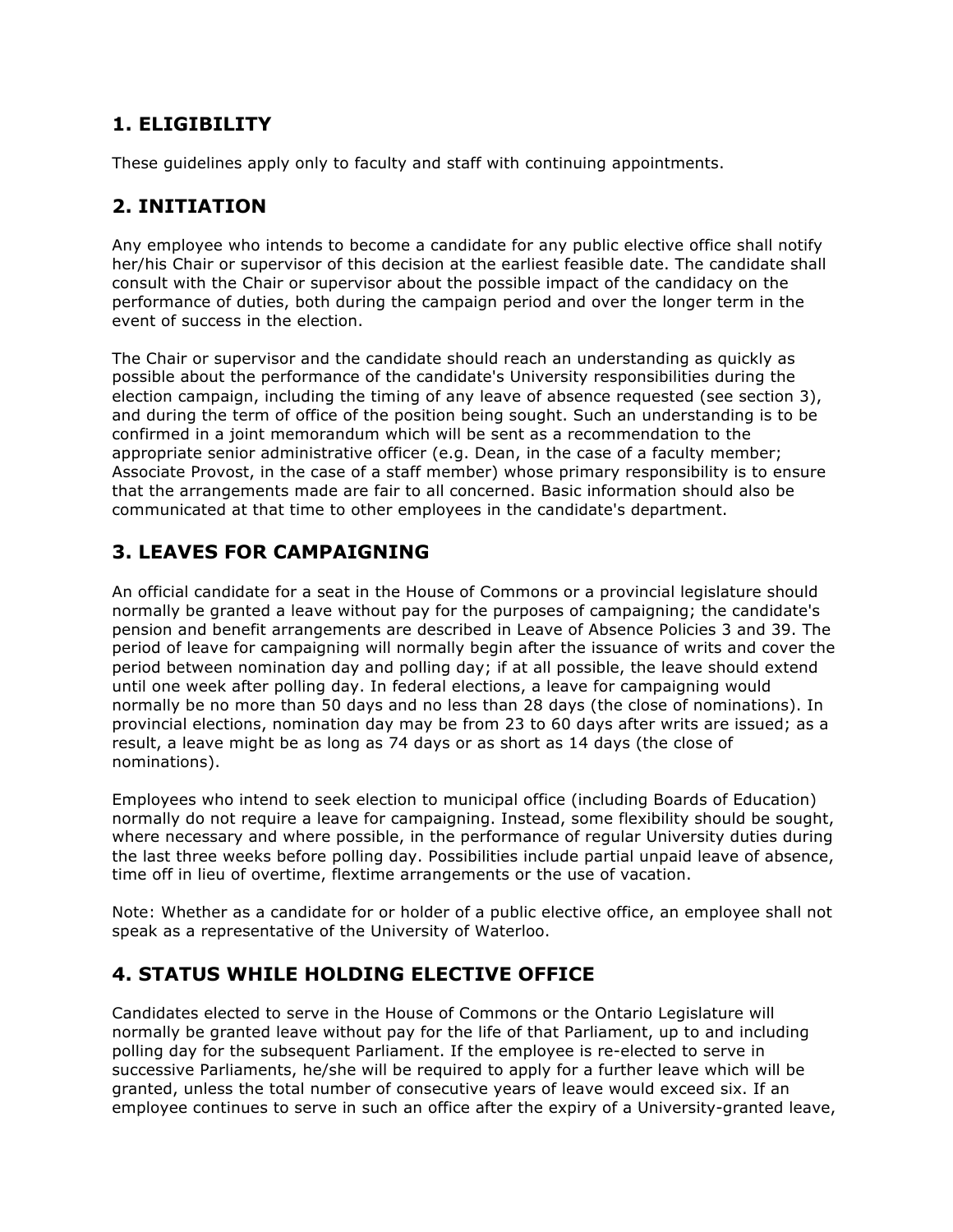## 1. ELIGIBILITY

These guidelines apply only to faculty and staff with continuing appointments.

## 2. INITIATION

Any employee who intends to become a candidate for any public elective office shall notify her/his Chair or supervisor of this decision at the earliest feasible date. The candidate shall consult with the Chair or supervisor about the possible impact of the candidacy on the performance of duties, both during the campaign period and over the longer term in the event of success in the election.

The Chair or supervisor and the candidate should reach an understanding as quickly as possible about the performance of the candidate's University responsibilities during the election campaign, including the timing of any leave of absence requested (see section 3), and during the term of office of the position being sought. Such an understanding is to be confirmed in a joint memorandum which will be sent as a recommendation to the appropriate senior administrative officer (e.g. Dean, in the case of a faculty member; Associate Provost, in the case of a staff member) whose primary responsibility is to ensure that the arrangements made are fair to all concerned. Basic information should also be communicated at that time to other employees in the candidate's department.

## 3. LEAVES FOR CAMPAIGNING

An official candidate for a seat in the House of Commons or a provincial legislature should normally be granted a leave without pay for the purposes of campaigning; the candidate's pension and benefit arrangements are described in Leave of Absence Policies 3 and 39. The period of leave for campaigning will normally begin after the issuance of writs and cover the period between nomination day and polling day; if at all possible, the leave should extend until one week after polling day. In federal elections, a leave for campaigning would normally be no more than 50 days and no less than 28 days (the close of nominations). In provincial elections, nomination day may be from 23 to 60 days after writs are issued; as a result, a leave might be as long as 74 days or as short as 14 days (the close of nominations).

Employees who intend to seek election to municipal office (including Boards of Education) normally do not require a leave for campaigning. Instead, some flexibility should be sought, where necessary and where possible, in the performance of regular University duties during the last three weeks before polling day. Possibilities include partial unpaid leave of absence, time off in lieu of overtime, flextime arrangements or the use of vacation.

Note: Whether as a candidate for or holder of a public elective office, an employee shall not speak as a representative of the University of Waterloo.

## 4. STATUS WHILE HOLDING ELECTIVE OFFICE

Candidates elected to serve in the House of Commons or the Ontario Legislature will normally be granted leave without pay for the life of that Parliament, up to and including polling day for the subsequent Parliament. If the employee is re-elected to serve in successive Parliaments, he/she will be required to apply for a further leave which will be granted, unless the total number of consecutive years of leave would exceed six. If an employee continues to serve in such an office after the expiry of a University-granted leave,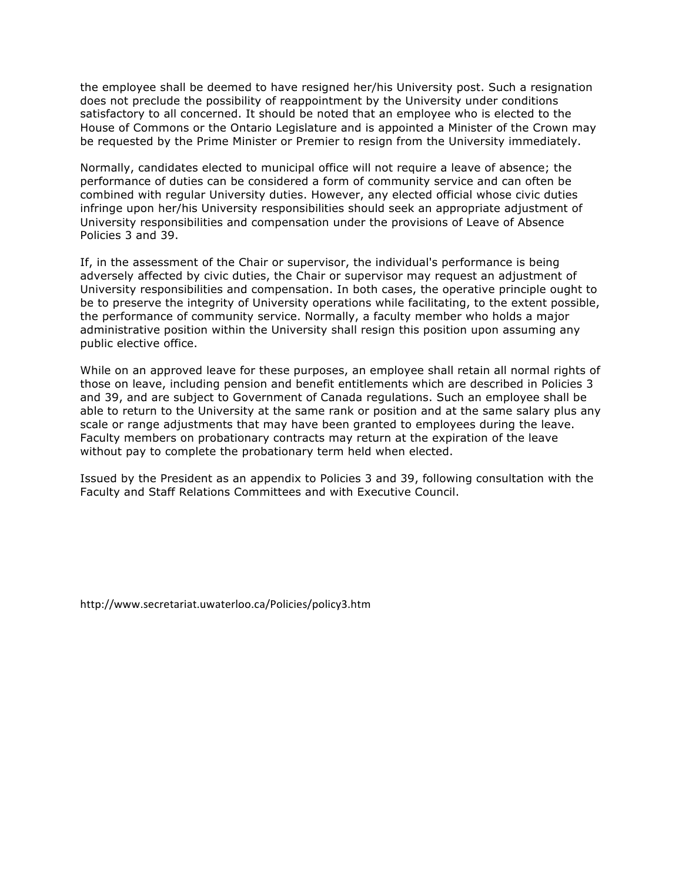the employee shall be deemed to have resigned her/his University post. Such a resignation does not preclude the possibility of reappointment by the University under conditions satisfactory to all concerned. It should be noted that an employee who is elected to the House of Commons or the Ontario Legislature and is appointed a Minister of the Crown may be requested by the Prime Minister or Premier to resign from the University immediately.

Normally, candidates elected to municipal office will not require a leave of absence; the performance of duties can be considered a form of community service and can often be combined with regular University duties. However, any elected official whose civic duties infringe upon her/his University responsibilities should seek an appropriate adjustment of University responsibilities and compensation under the provisions of Leave of Absence Policies 3 and 39.

If, in the assessment of the Chair or supervisor, the individual's performance is being adversely affected by civic duties, the Chair or supervisor may request an adjustment of University responsibilities and compensation. In both cases, the operative principle ought to be to preserve the integrity of University operations while facilitating, to the extent possible, the performance of community service. Normally, a faculty member who holds a major administrative position within the University shall resign this position upon assuming any public elective office.

While on an approved leave for these purposes, an employee shall retain all normal rights of those on leave, including pension and benefit entitlements which are described in Policies 3 and 39, and are subject to Government of Canada regulations. Such an employee shall be able to return to the University at the same rank or position and at the same salary plus any scale or range adjustments that may have been granted to employees during the leave. Faculty members on probationary contracts may return at the expiration of the leave without pay to complete the probationary term held when elected.

Issued by the President as an appendix to Policies 3 and 39, following consultation with the Faculty and Staff Relations Committees and with Executive Council.

http://www.secretariat.uwaterloo.ca/Policies/policy3.htm